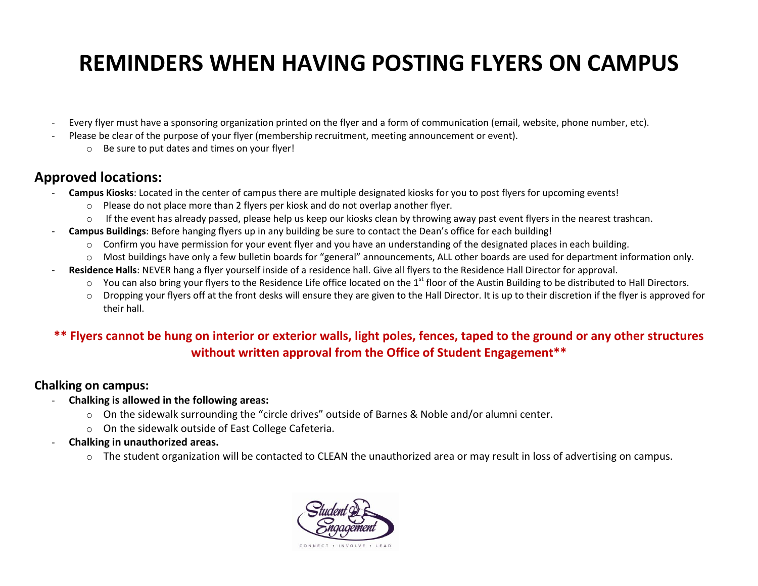# REMINDERS WHEN HAVING POSTING FLYERS ON CAMPUS

- Every flyer must have a sponsoring organization printed on the flyer and a form of communication (email, website, phone number, etc).
- Please be clear of the purpose of your flyer (membership recruitment, meeting announcement or event).
  - Be sure to put dates and times on your flyer!

## Approved locations:

- **Campus Kiosks**: Located in the center of campus there are multiple designated kiosks for you to post flyers for upcoming events!
  - Please do not place more than 2 flyers per kiosk and do not overlap another flyer.
  - If the event has already passed, please help us keep our kiosks clean by throwing away past event flyers in the nearest trashcan.
- **Campus Buildings**: Before hanging flyers up in any building be sure to contact the Dean's office for each building!
  - Confirm you have permission for your event flyer and you have an understanding of the designated places in each building.
  - Most buildings have only a few bulletin boards for "general" announcements, ALL other boards are used for department information only.
- **Residence Halls**: NEVER hang a flyer yourself inside of a residence hall. Give all flyers to the Residence Hall Director for approval.
  - You can also bring your flyers to the Residence Life office located on the 1st floor of the Austin Building to be distributed to Hall Directors.
  - Dropping your flyers off at the front desks will ensure they are given to the Hall Director. It is up to their discretion if the flyer is approved for their hall.

**\*\* Flyers cannot be hung on interior or exterior walls, light poles, fences, taped to the ground or any other structures without written approval from the Office of Student Engagement\*\***

## Chalking on campus:

- **Chalking is allowed in the following areas:**
  - On the sidewalk surrounding the "circle drives" outside of Barnes & Noble and/or alumni center.
  - On the sidewalk outside of East College Cafeteria.
- **Chalking in unauthorized areas.**
  - The student organization will be contacted to CLEAN the unauthorized area or may result in loss of advertising on campus.

Student Engagement

CONNECT • INVOLVE • LEAD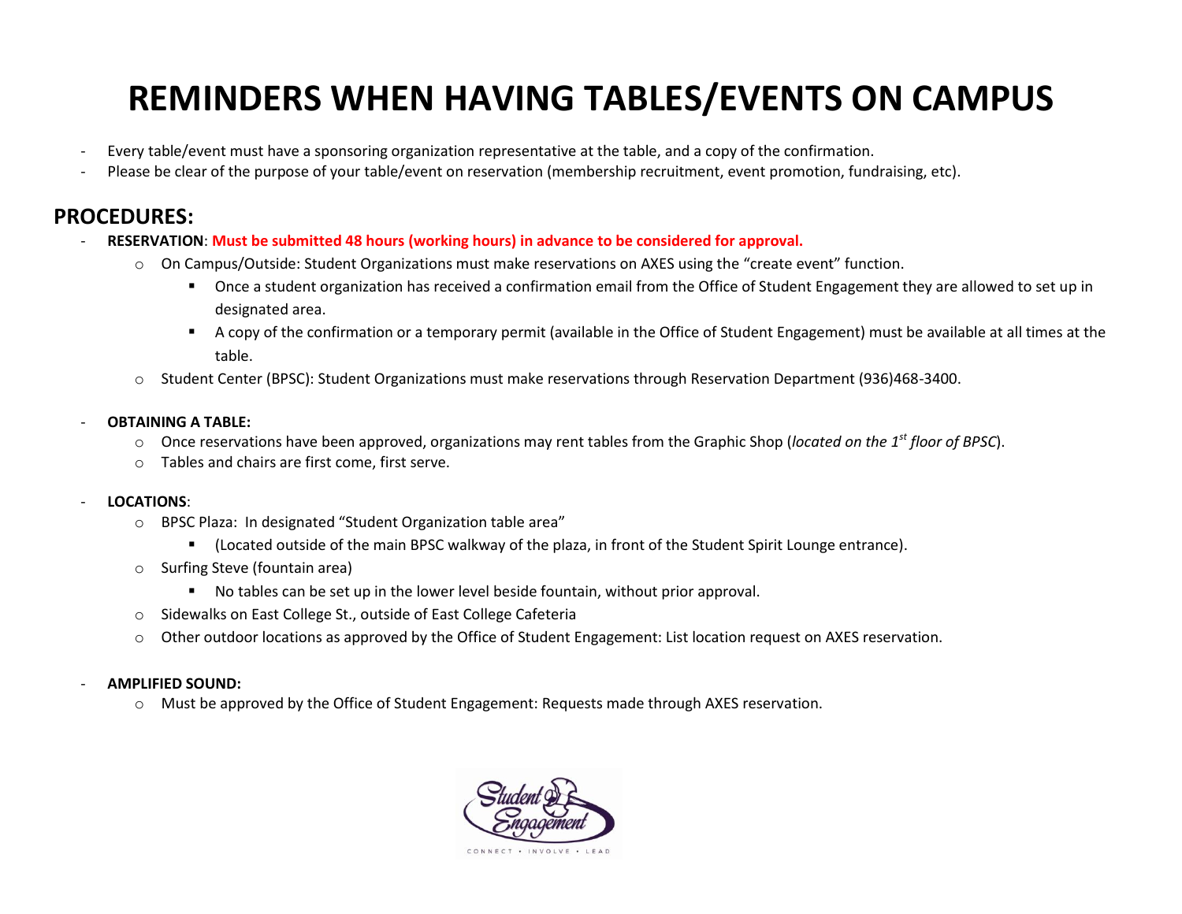# REMINDERS WHEN HAVING TABLES/EVENTS ON CAMPUS

- Every table/event must have a sponsoring organization representative at the table, and a copy of the confirmation.
- Please be clear of the purpose of your table/event on reservation (membership recruitment, event promotion, fundraising, etc).

## PROCEDURES:

- **RESERVATION**: **Must be submitted 48 hours (working hours) in advance to be considered for approval.**
  - On Campus/Outside: Student Organizations must make reservations on AXES using the "create event" function.
    - Once a student organization has received a confirmation email from the Office of Student Engagement they are allowed to set up in designated area.
    - A copy of the confirmation or a temporary permit (available in the Office of Student Engagement) must be available at all times at the table.
  - Student Center (BPSC): Student Organizations must make reservations through Reservation Department (936)468-3400.

- **OBTAINING A TABLE:**
  - Once reservations have been approved, organizations may rent tables from the Graphic Shop (*located on the 1st floor of BPSC*).
  - Tables and chairs are first come, first serve.

- **LOCATIONS**:
  - BPSC Plaza: In designated "Student Organization table area"
    - (Located outside of the main BPSC walkway of the plaza, in front of the Student Spirit Lounge entrance).
  - Surfing Steve (fountain area)
    - No tables can be set up in the lower level beside fountain, without prior approval.
  - Sidewalks on East College St., outside of East College Cafeteria
  - Other outdoor locations as approved by the Office of Student Engagement: List location request on AXES reservation.

- **AMPLIFIED SOUND:**
  - Must be approved by the Office of Student Engagement: Requests made through AXES reservation.

Student Engagement

CONNECT • INVOLVE • LEAD